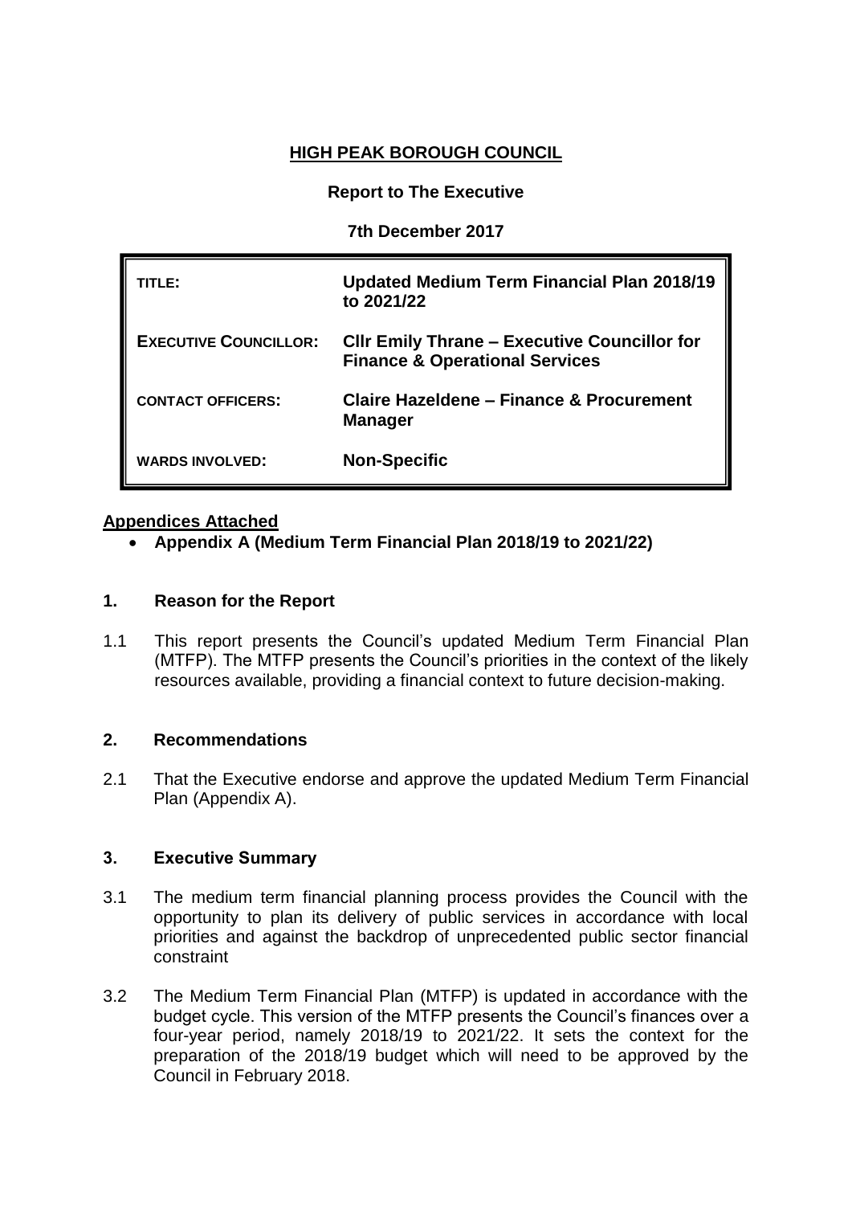**HIGH PEAK BOROUGH COUNCIL**

**Report to The Executive**

**7th December 2017**

| | |
|---|---|
| **TITLE:** | **Updated Medium Term Financial Plan 2018/19 to 2021/22** |
| **EXECUTIVE COUNCILLOR:** | **Cllr Emily Thrane – Executive Councillor for Finance & Operational Services** |
| **CONTACT OFFICERS:** | **Claire Hazeldene – Finance & Procurement Manager** |
| **WARDS INVOLVED:** | **Non-Specific** |

**Appendices Attached**

- **Appendix A (Medium Term Financial Plan 2018/19 to 2021/22)**

## 1. Reason for the Report

1.1 This report presents the Council's updated Medium Term Financial Plan (MTFP). The MTFP presents the Council's priorities in the context of the likely resources available, providing a financial context to future decision-making.

## 2. Recommendations

2.1 That the Executive endorse and approve the updated Medium Term Financial Plan (Appendix A).

## 3. Executive Summary

3.1 The medium term financial planning process provides the Council with the opportunity to plan its delivery of public services in accordance with local priorities and against the backdrop of unprecedented public sector financial constraint

3.2 The Medium Term Financial Plan (MTFP) is updated in accordance with the budget cycle. This version of the MTFP presents the Council's finances over a four-year period, namely 2018/19 to 2021/22. It sets the context for the preparation of the 2018/19 budget which will need to be approved by the Council in February 2018.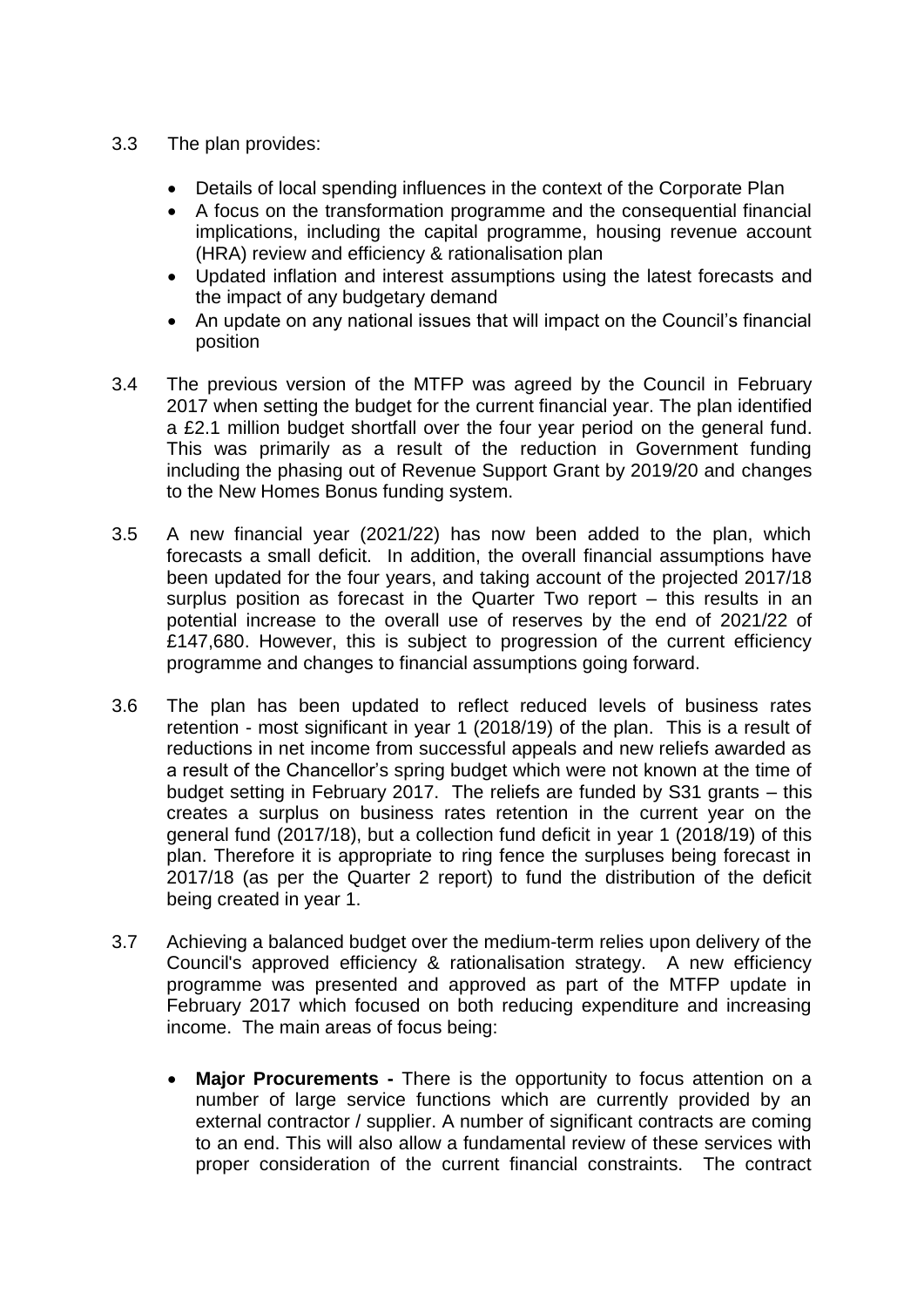3.3 The plan provides:

- Details of local spending influences in the context of the Corporate Plan
- A focus on the transformation programme and the consequential financial implications, including the capital programme, housing revenue account (HRA) review and efficiency & rationalisation plan
- Updated inflation and interest assumptions using the latest forecasts and the impact of any budgetary demand
- An update on any national issues that will impact on the Council's financial position

3.4 The previous version of the MTFP was agreed by the Council in February 2017 when setting the budget for the current financial year. The plan identified a £2.1 million budget shortfall over the four year period on the general fund. This was primarily as a result of the reduction in Government funding including the phasing out of Revenue Support Grant by 2019/20 and changes to the New Homes Bonus funding system.

3.5 A new financial year (2021/22) has now been added to the plan, which forecasts a small deficit. In addition, the overall financial assumptions have been updated for the four years, and taking account of the projected 2017/18 surplus position as forecast in the Quarter Two report – this results in an potential increase to the overall use of reserves by the end of 2021/22 of £147,680. However, this is subject to progression of the current efficiency programme and changes to financial assumptions going forward.

3.6 The plan has been updated to reflect reduced levels of business rates retention - most significant in year 1 (2018/19) of the plan. This is a result of reductions in net income from successful appeals and new reliefs awarded as a result of the Chancellor's spring budget which were not known at the time of budget setting in February 2017. The reliefs are funded by S31 grants – this creates a surplus on business rates retention in the current year on the general fund (2017/18), but a collection fund deficit in year 1 (2018/19) of this plan. Therefore it is appropriate to ring fence the surpluses being forecast in 2017/18 (as per the Quarter 2 report) to fund the distribution of the deficit being created in year 1.

3.7 Achieving a balanced budget over the medium-term relies upon delivery of the Council's approved efficiency & rationalisation strategy. A new efficiency programme was presented and approved as part of the MTFP update in February 2017 which focused on both reducing expenditure and increasing income. The main areas of focus being:

- **Major Procurements -** There is the opportunity to focus attention on a number of large service functions which are currently provided by an external contractor / supplier. A number of significant contracts are coming to an end. This will also allow a fundamental review of these services with proper consideration of the current financial constraints. The contract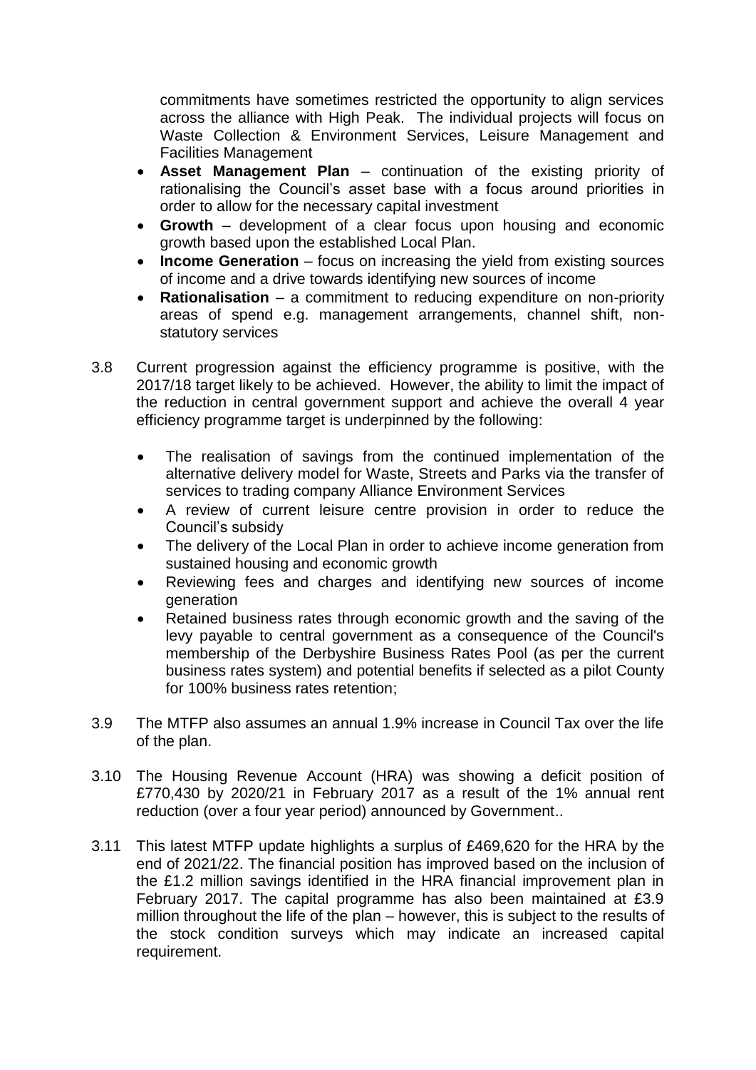commitments have sometimes restricted the opportunity to align services across the alliance with High Peak. The individual projects will focus on Waste Collection & Environment Services, Leisure Management and Facilities Management

- **Asset Management Plan** – continuation of the existing priority of rationalising the Council's asset base with a focus around priorities in order to allow for the necessary capital investment
- **Growth** – development of a clear focus upon housing and economic growth based upon the established Local Plan.
- **Income Generation** – focus on increasing the yield from existing sources of income and a drive towards identifying new sources of income
- **Rationalisation** – a commitment to reducing expenditure on non-priority areas of spend e.g. management arrangements, channel shift, non-statutory services

3.8 Current progression against the efficiency programme is positive, with the 2017/18 target likely to be achieved. However, the ability to limit the impact of the reduction in central government support and achieve the overall 4 year efficiency programme target is underpinned by the following:

- The realisation of savings from the continued implementation of the alternative delivery model for Waste, Streets and Parks via the transfer of services to trading company Alliance Environment Services
- A review of current leisure centre provision in order to reduce the Council's subsidy
- The delivery of the Local Plan in order to achieve income generation from sustained housing and economic growth
- Reviewing fees and charges and identifying new sources of income generation
- Retained business rates through economic growth and the saving of the levy payable to central government as a consequence of the Council's membership of the Derbyshire Business Rates Pool (as per the current business rates system) and potential benefits if selected as a pilot County for 100% business rates retention;

3.9 The MTFP also assumes an annual 1.9% increase in Council Tax over the life of the plan.

3.10 The Housing Revenue Account (HRA) was showing a deficit position of £770,430 by 2020/21 in February 2017 as a result of the 1% annual rent reduction (over a four year period) announced by Government..

3.11 This latest MTFP update highlights a surplus of £469,620 for the HRA by the end of 2021/22. The financial position has improved based on the inclusion of the £1.2 million savings identified in the HRA financial improvement plan in February 2017. The capital programme has also been maintained at £3.9 million throughout the life of the plan – however, this is subject to the results of the stock condition surveys which may indicate an increased capital requirement.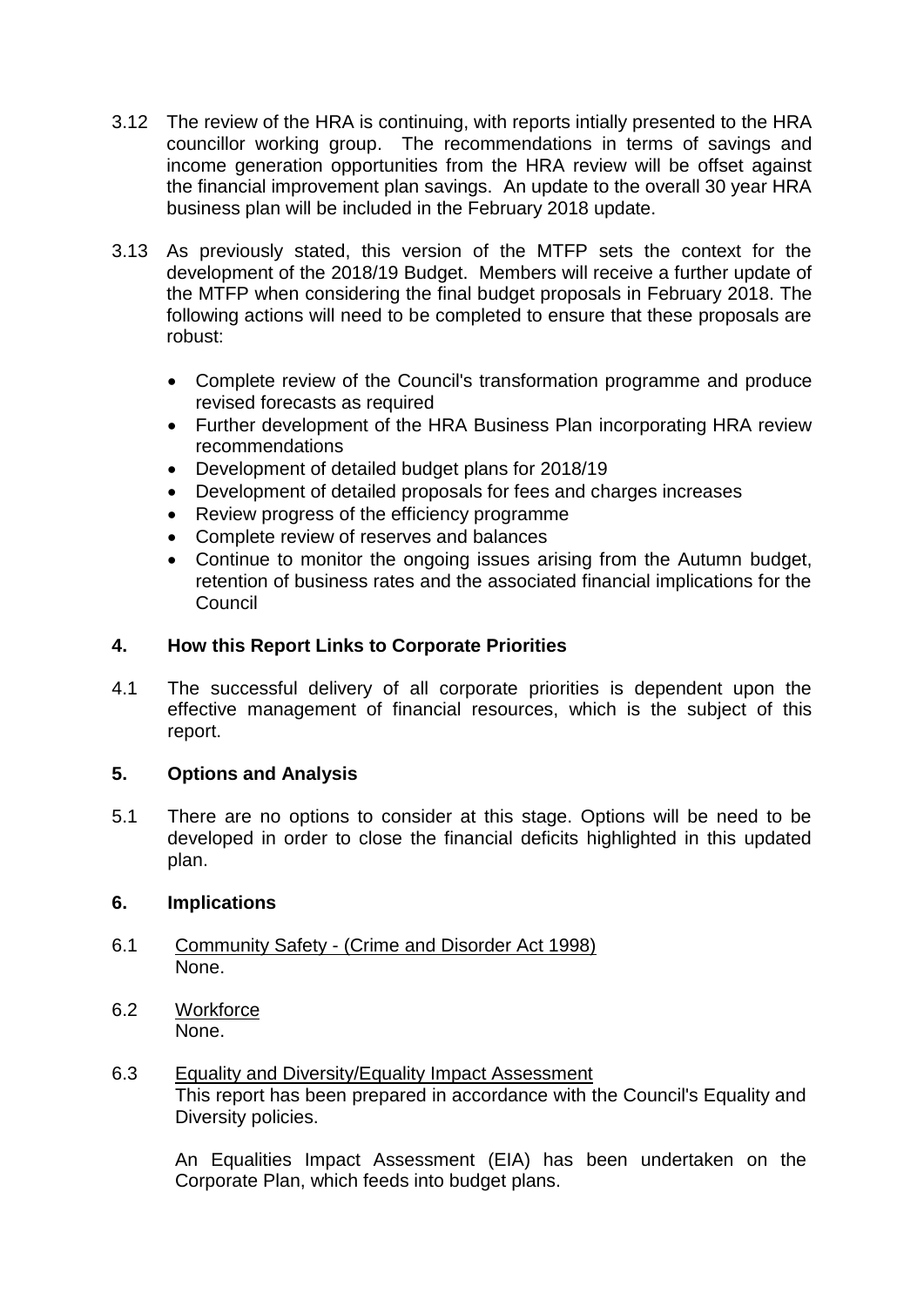3.12 The review of the HRA is continuing, with reports intially presented to the HRA councillor working group. The recommendations in terms of savings and income generation opportunities from the HRA review will be offset against the financial improvement plan savings. An update to the overall 30 year HRA business plan will be included in the February 2018 update.

3.13 As previously stated, this version of the MTFP sets the context for the development of the 2018/19 Budget. Members will receive a further update of the MTFP when considering the final budget proposals in February 2018. The following actions will need to be completed to ensure that these proposals are robust:

- Complete review of the Council's transformation programme and produce revised forecasts as required
- Further development of the HRA Business Plan incorporating HRA review recommendations
- Development of detailed budget plans for 2018/19
- Development of detailed proposals for fees and charges increases
- Review progress of the efficiency programme
- Complete review of reserves and balances
- Continue to monitor the ongoing issues arising from the Autumn budget, retention of business rates and the associated financial implications for the Council

## 4. How this Report Links to Corporate Priorities

4.1 The successful delivery of all corporate priorities is dependent upon the effective management of financial resources, which is the subject of this report.

## 5. Options and Analysis

5.1 There are no options to consider at this stage. Options will be need to be developed in order to close the financial deficits highlighted in this updated plan.

## 6. Implications

6.1 Community Safety - (Crime and Disorder Act 1998)
None.

6.2 Workforce
None.

6.3 Equality and Diversity/Equality Impact Assessment
This report has been prepared in accordance with the Council's Equality and Diversity policies.

An Equalities Impact Assessment (EIA) has been undertaken on the Corporate Plan, which feeds into budget plans.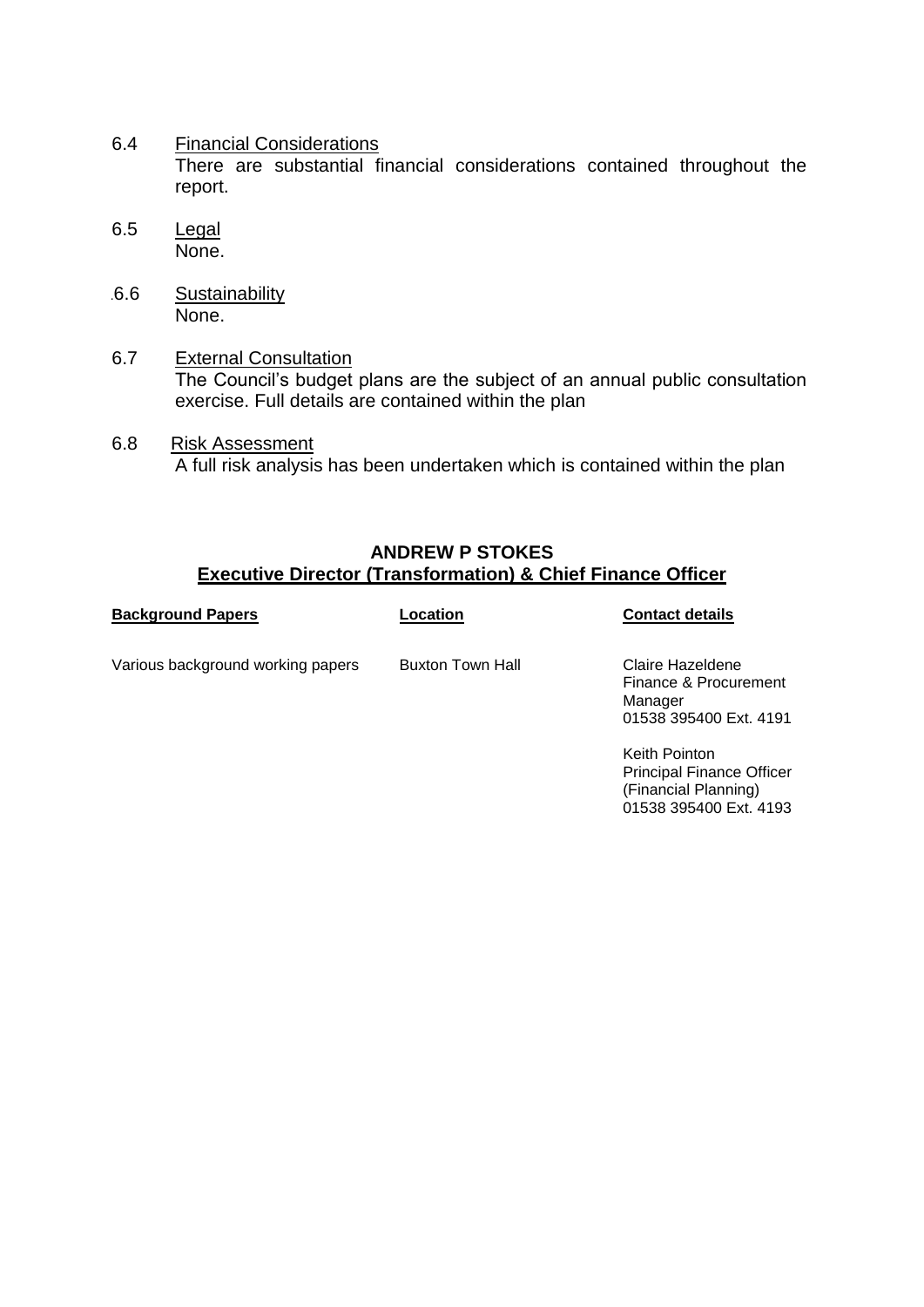6.4 Financial Considerations

There are substantial financial considerations contained throughout the report.

6.5 Legal

None.

.6.6 Sustainability

None.

6.7 External Consultation

The Council's budget plans are the subject of an annual public consultation exercise. Full details are contained within the plan

6.8 Risk Assessment

A full risk analysis has been undertaken which is contained within the plan

**ANDREW P STOKES**
**Executive Director (Transformation) & Chief Finance Officer**

| Background Papers | Location | Contact details |
|---|---|---|
| Various background working papers | Buxton Town Hall | Claire Hazeldene<br>Finance & Procurement Manager<br>01538 395400 Ext. 4191<br><br>Keith Pointon<br>Principal Finance Officer (Financial Planning)<br>01538 395400 Ext. 4193 |